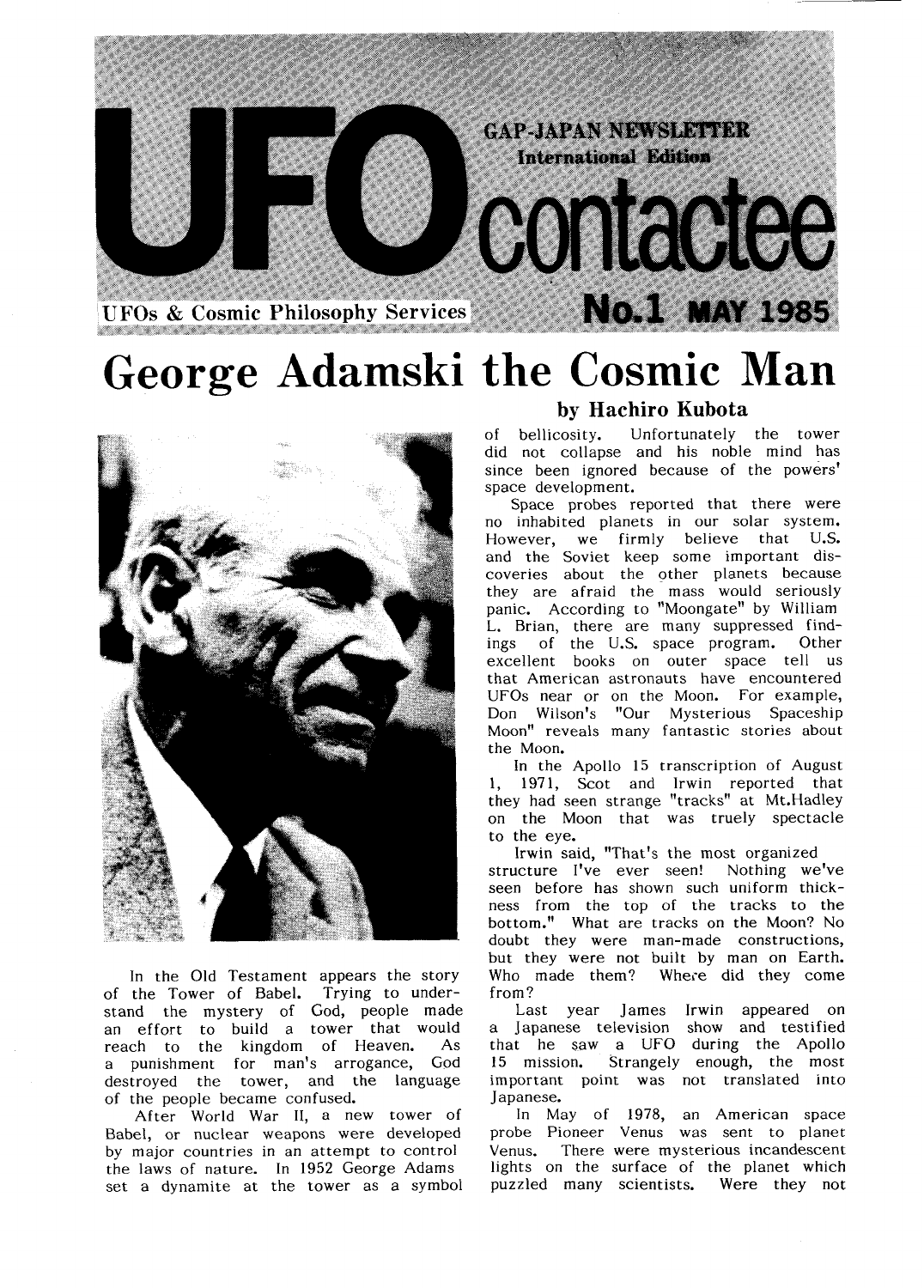# UFO contactee

GAP-JAPAN NEWSLETTER
International Edition

UFOs & Cosmic Philosophy Services

No.1 MAY 1985

# George Adamski the Cosmic Man

### by Hachiro Kubota

In the Old Testament appears the story of the Tower of Babel. Trying to understand the mystery of God, people made an effort to build a tower that would reach to the kingdom of Heaven. As a punishment for man's arrogance, God destroyed the tower, and the language of the people became confused.

After World War II, a new tower of Babel, or nuclear weapons were developed by major countries in an attempt to control the laws of nature. In 1952 George Adams set a dynamite at the tower as a symbol of bellicosity. Unfortunately the tower did not collapse and his noble mind has since been ignored because of the powers' space development.

Space probes reported that there were no inhabited planets in our solar system. However, we firmly believe that U.S. and the Soviet keep some important discoveries about the other planets because they are afraid the mass would seriously panic. According to "Moongate" by William L. Brian, there are many suppressed findings of the U.S. space program. Other excellent books on outer space tell us that American astronauts have encountered UFOs near or on the Moon. For example, Don Wilson's "Our Mysterious Spaceship Moon" reveals many fantastic stories about the Moon.

In the Apollo 15 transcription of August 1, 1971, Scot and Irwin reported that they had seen strange "tracks" at Mt.Hadley on the Moon that was truely spectacle to the eye.

Irwin said, "That's the most organized structure I've ever seen! Nothing we've seen before has shown such uniform thickness from the top of the tracks to the bottom." What are tracks on the Moon? No doubt they were man-made constructions, but they were not built by man on Earth. Who made them? Where did they come from?

Last year James Irwin appeared on a Japanese television show and testified that he saw a UFO during the Apollo 15 mission. Strangely enough, the most important point was not translated into Japanese.

In May of 1978, an American space probe Pioneer Venus was sent to planet Venus. There were mysterious incandescent lights on the surface of the planet which puzzled many scientists. Were they not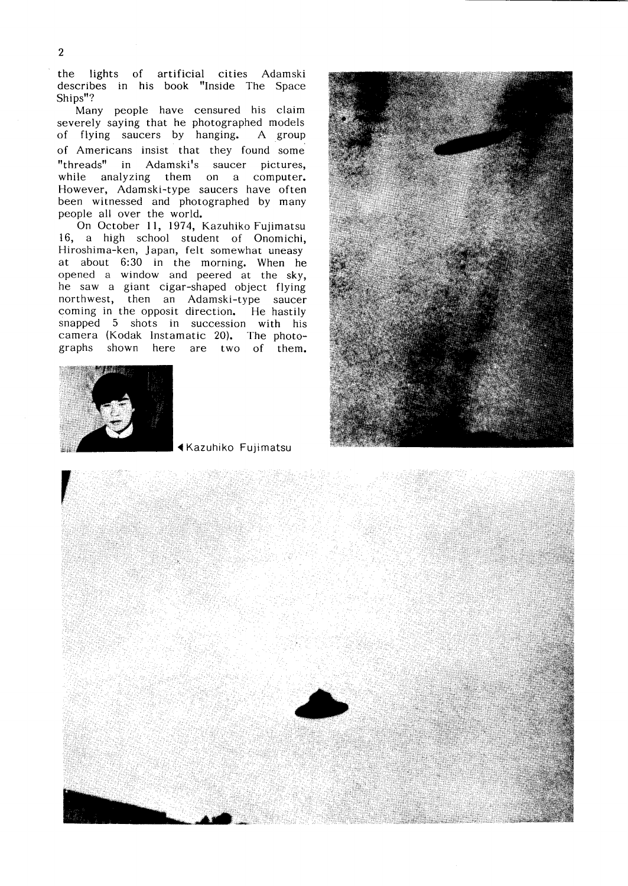the lights of artificial cities Adamski describes in his book "Inside The Space Ships"?

Many people have censured his claim severely saying that he photographed models of flying saucers by hanging. A group of Americans insist that they found some "threads" in Adamski's saucer pictures, while analyzing them on a computer. However, Adamski-type saucers have often been witnessed and photographed by many people all over the world.

On October 11, 1974, Kazuhiko Fujimatsu 16, a high school student of Onomichi, Hiroshima-ken, Japan, felt somewhat uneasy at about 6:30 in the morning. When he opened a window and peered at the sky, he saw a giant cigar-shaped object flying northwest, then an Adamski-type saucer coming in the opposit direction. He hastily snapped 5 shots in succession with his camera (Kodak Instamatic 20). The photographs shown here are two of them.

◀Kazuhiko Fujimatsu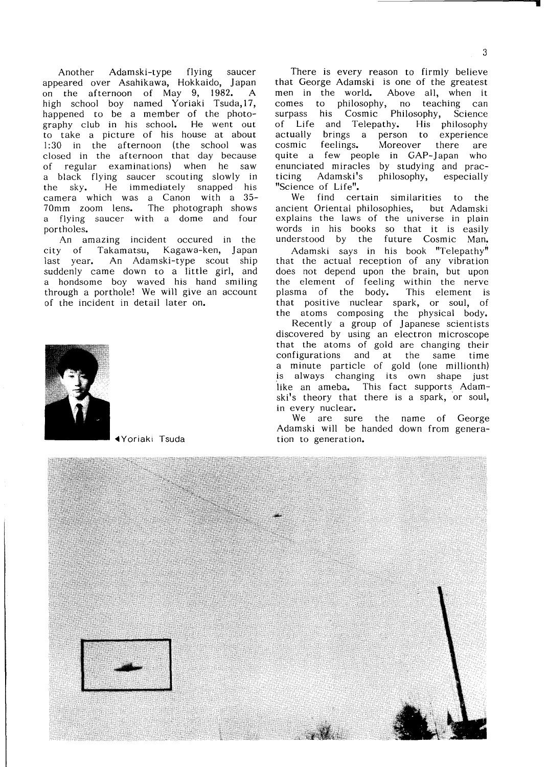Another Adamski-type flying saucer appeared over Asahikawa, Hokkaido, Japan on the afternoon of May 9, 1982. A high school boy named Yoriaki Tsuda,17, happened to be a member of the photography club in his school. He went out to take a picture of his house at about 1:30 in the afternoon (the school was closed in the afternoon that day because of regular examinations) when he saw a black flying saucer scouting slowly in the sky. He immediately snapped his camera which was a Canon with a 35-70mm zoom lens. The photograph shows a flying saucer with a dome and four portholes.

An amazing incident occured in the city of Takamatsu, Kagawa-ken, Japan last year. An Adamski-type scout ship suddenly came down to a little girl, and a hondsome boy waved his hand smiling through a porthole! We will give an account of the incident in detail later on.

◀Yoriaki Tsuda

There is every reason to firmly believe that George Adamski is one of the greatest men in the world. Above all, when it comes to philosophy, no teaching can surpass his Cosmic Philosophy, Science of Life and Telepathy. His philosophy actually brings a person to experience cosmic feelings. Moreover there are quite a few people in GAP-Japan who enunciated miracles by studying and practicing Adamski's philosophy, especially "Science of Life".

We find certain similarities to the ancient Oriental philosophies, but Adamski explains the laws of the universe in plain words in his books so that it is easily understood by the future Cosmic Man.

Adamski says in his book "Telepathy" that the actual reception of any vibration does not depend upon the brain, but upon the element of feeling within the nerve plasma of the body. This element is that positive nuclear spark, or soul, of the atoms composing the physical body.

Recently a group of Japanese scientists discovered by using an electron microscope that the atoms of gold are changing their configurations and at the same time a minute particle of gold (one millionth) is always changing its own shape just like an ameba. This fact supports Adamski's theory that there is a spark, or soul, in every nuclear.

We are sure the name of George Adamski will be handed down from generation to generation.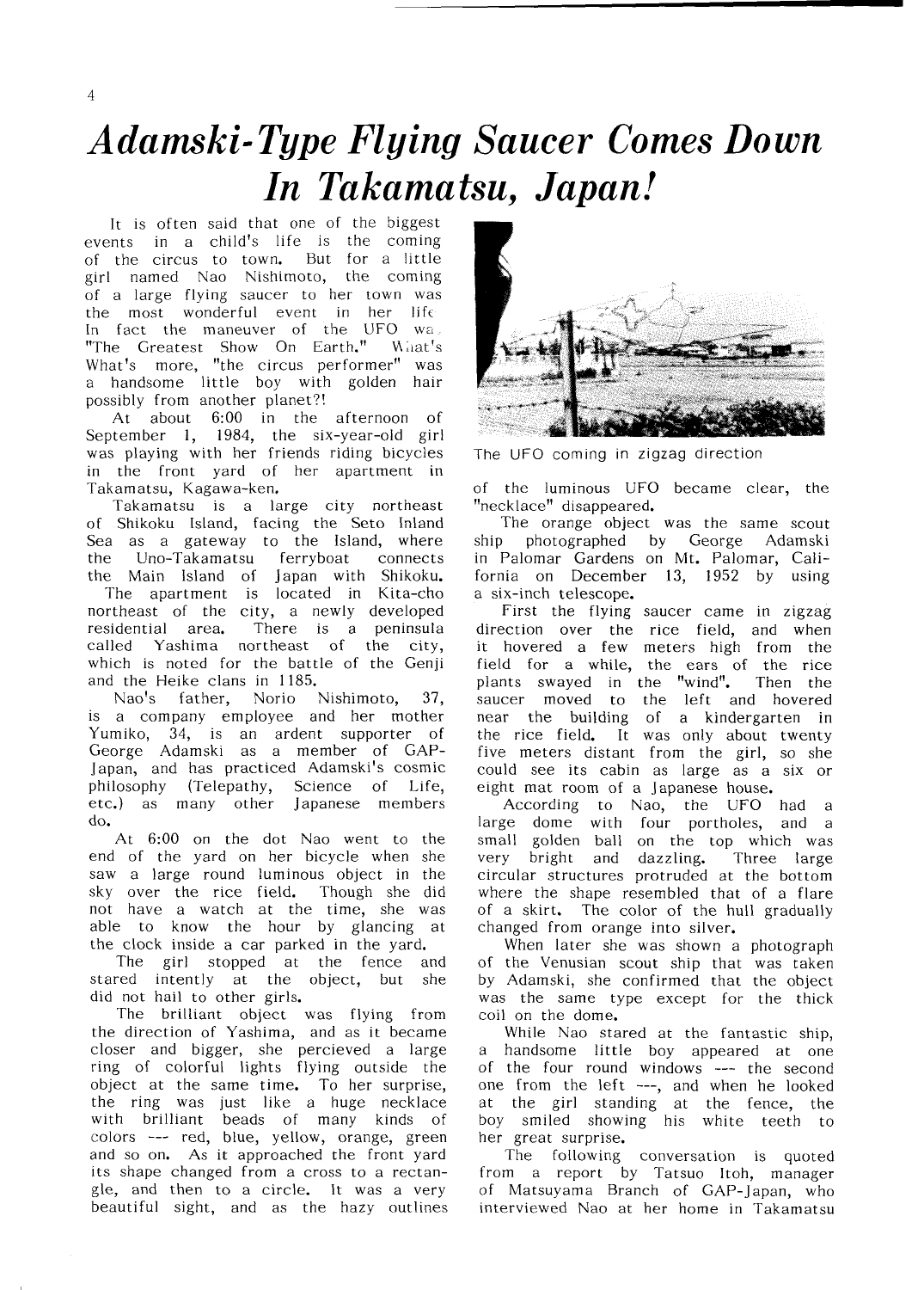# *Adamski-Type Flying Saucer Comes Down In Takamatsu, Japan!*

It is often said that one of the biggest events in a child's life is the coming of the circus to town. But for a little girl named Nao Nishimoto, the coming of a large flying saucer to her town was the most wonderful event in her life. In fact the maneuver of the UFO was "The Greatest Show On Earth." What's What's more, "the circus performer" was a handsome little boy with golden hair possibly from another planet?!

At about 6:00 in the afternoon of September 1, 1984, the six-year-old girl was playing with her friends riding bicycles in the front yard of her apartment in Takamatsu, Kagawa-ken.

Takamatsu is a large city northeast of Shikoku Island, facing the Seto Inland Sea as a gateway to the Island, where the Uno-Takamatsu ferryboat connects the Main Island of Japan with Shikoku. The apartment is located in Kita-cho northeast of the city, a newly developed residential area. There is a peninsula called Yashima northeast of the city, which is noted for the battle of the Genji and the Heike clans in 1185.

Nao's father, Norio Nishimoto, 37, is a company employee and her mother Yumiko, 34, is an ardent supporter of George Adamski as a member of GAP-Japan, and has practiced Adamski's cosmic philosophy (Telepathy, Science of Life, etc.) as many other Japanese members do.

At 6:00 on the dot Nao went to the end of the yard on her bicycle when she saw a large round luminous object in the sky over the rice field. Though she did not have a watch at the time, she was able to know the hour by glancing at the clock inside a car parked in the yard.

The girl stopped at the fence and stared intently at the object, but she did not hail to other girls.

The brilliant object was flying from the direction of Yashima, and as it became closer and bigger, she percieved a large ring of colorful lights flying outside the object at the same time. To her surprise, the ring was just like a huge necklace with brilliant beads of many kinds of colors --- red, blue, yellow, orange, green and so on. As it approached the front yard its shape changed from a cross to a rectangle, and then to a circle. It was a very beautiful sight, and as the hazy outlines of the luminous UFO became clear, the "necklace" disappeared.

The UFO coming in zigzag direction

The orange object was the same scout ship photographed by George Adamski in Palomar Gardens on Mt. Palomar, California on December 13, 1952 by using a six-inch telescope.

First the flying saucer came in zigzag direction over the rice field, and when it hovered a few meters high from the field for a while, the ears of the rice plants swayed in the "wind". Then the saucer moved to the left and hovered near the building of a kindergarten in the rice field. It was only about twenty five meters distant from the girl, so she could see its cabin as large as a six or eight mat room of a Japanese house.

According to Nao, the UFO had a large dome with four portholes, and a small golden ball on the top which was very bright and dazzling. Three large circular structures protruded at the bottom where the shape resembled that of a flare of a skirt. The color of the hull gradually changed from orange into silver.

When later she was shown a photograph of the Venusian scout ship that was taken by Adamski, she confirmed that the object was the same type except for the thick coil on the dome.

While Nao stared at the fantastic ship, a handsome little boy appeared at one of the four round windows --- the second one from the left ---, and when he looked at the girl standing at the fence, the boy smiled showing his white teeth to her great surprise.

The following conversation is quoted from a report by Tatsuo Itoh, manager of Matsuyama Branch of GAP-Japan, who interviewed Nao at her home in Takamatsu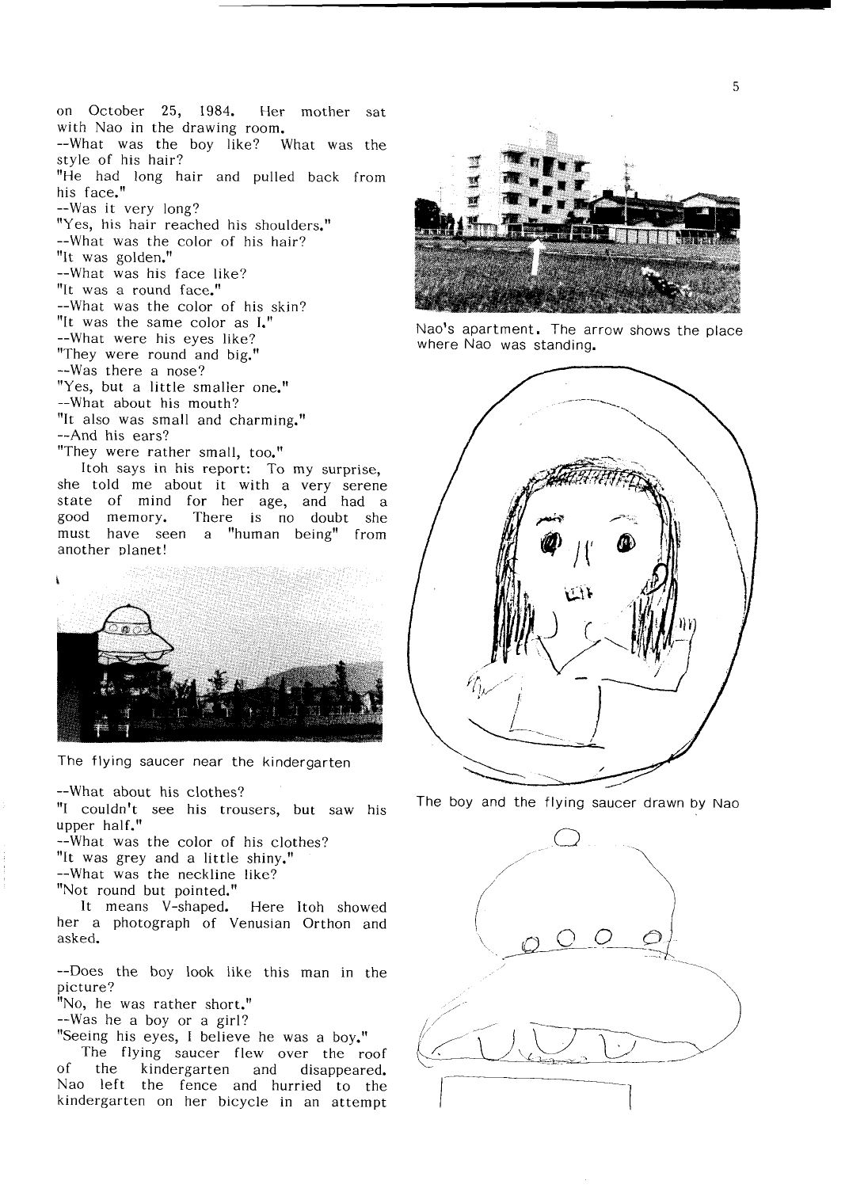on October 25, 1984. Her mother sat with Nao in the drawing room.

--What was the boy like? What was the style of his hair?

"He had long hair and pulled back from his face."

--Was it very long?

"Yes, his hair reached his shoulders."

--What was the color of his hair?

"It was golden."

--What was his face like?

"It was a round face."

--What was the color of his skin?

"It was the same color as I."

--What were his eyes like?

"They were round and big."

--Was there a nose?

"Yes, but a little smaller one."

--What about his mouth?

"It also was small and charming."

--And his ears?

"They were rather small, too."

Itoh says in his report: To my surprise, she told me about it with a very serene state of mind for her age, and had a good memory. There is no doubt she must have seen a "human being" from another planet!

The flying saucer near the kindergarten

--What about his clothes?

"I couldn't see his trousers, but saw his upper half."

--What was the color of his clothes?

"It was grey and a little shiny."

--What was the neckline like?

"Not round but pointed."

It means V-shaped. Here Itoh showed her a photograph of Venusian Orthon and asked.

--Does the boy look like this man in the picture?

"No, he was rather short."

--Was he a boy or a girl?

"Seeing his eyes, I believe he was a boy."

The flying saucer flew over the roof of the kindergarten and disappeared. Nao left the fence and hurried to the kindergarten on her bicycle in an attempt

Nao's apartment. The arrow shows the place where Nao was standing.

The boy and the flying saucer drawn by Nao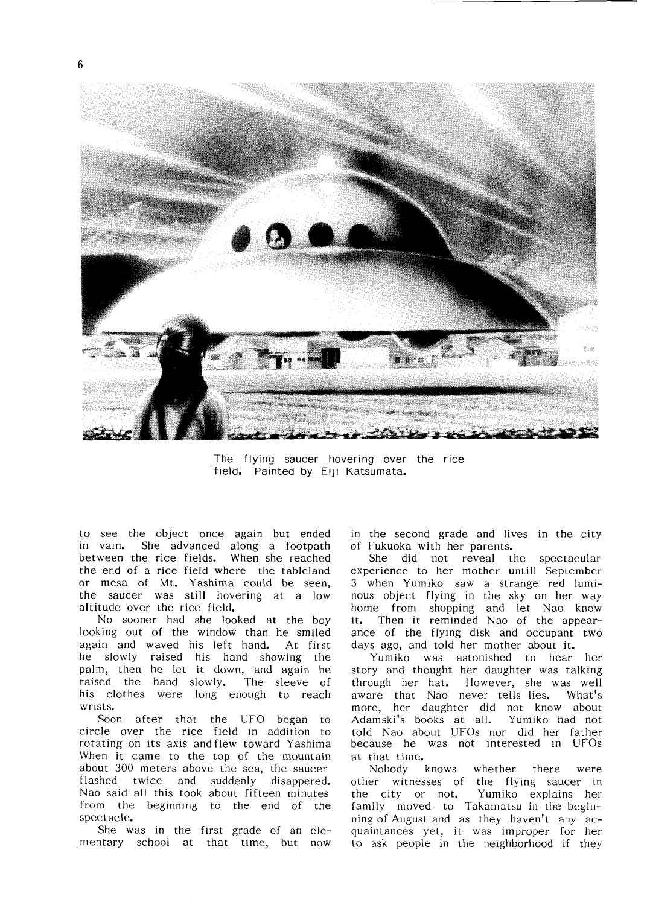The flying saucer hovering over the rice field. Painted by Eiji Katsumata.

to see the object once again but ended in vain. She advanced along a footpath between the rice fields. When she reached the end of a rice field where the tableland or mesa of Mt. Yashima could be seen, the saucer was still hovering at a low altitude over the rice field.

No sooner had she looked at the boy looking out of the window than he smiled again and waved his left hand. At first he slowly raised his hand showing the palm, then he let it down, and again he raised the hand slowly. The sleeve of his clothes were long enough to reach wrists.

Soon after that the UFO began to circle over the rice field in addition to rotating on its axis and flew toward Yashima When it came to the top of the mountain about 300 meters above the sea, the saucer flashed twice and suddenly disappered. Nao said all this took about fifteen minutes from the beginning to the end of the spectacle.

She was in the first grade of an elementary school at that time, but now in the second grade and lives in the city of Fukuoka with her parents.

She did not reveal the spectacular experience to her mother untill September 3 when Yumiko saw a strange red luminous object flying in the sky on her way home from shopping and let Nao know it. Then it reminded Nao of the appearance of the flying disk and occupant two days ago, and told her mother about it.

Yumiko was astonished to hear her story and thought her daughter was talking through her hat. However, she was well aware that Nao never tells lies. What's more, her daughter did not know about Adamski's books at all. Yumiko had not told Nao about UFOs nor did her father because he was not interested in UFOs at that time.

Nobody knows whether there were other witnesses of the flying saucer in the city or not. Yumiko explains her family moved to Takamatsu in the beginning of August and as they haven't any acquaintances yet, it was improper for her to ask people in the neighborhood if they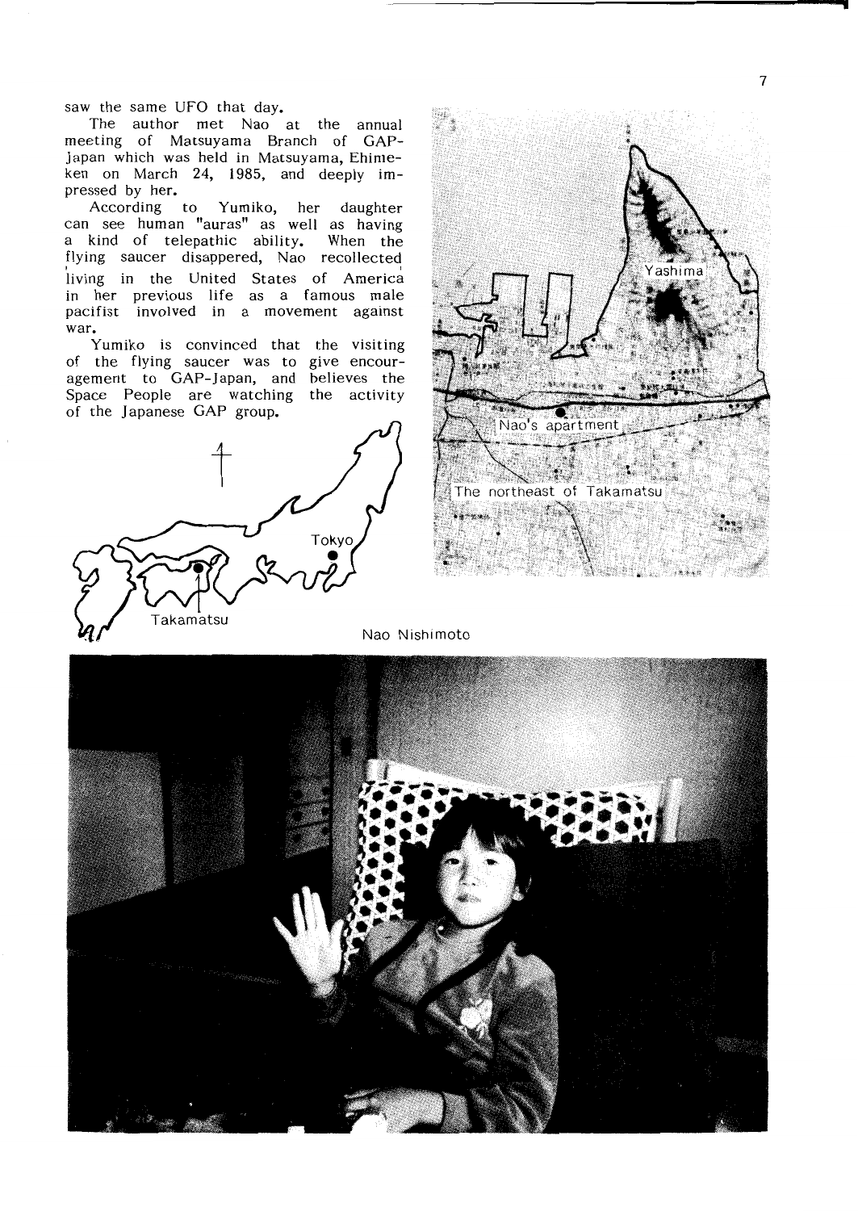saw the same UFO that day.

The author met Nao at the annual meeting of Matsuyama Branch of GAP-Japan which was held in Matsuyama, Ehime-ken on March 24, 1985, and deeply impressed by her.

According to Yumiko, her daughter can see human "auras" as well as having a kind of telepathic ability. When the flying saucer disappered, Nao recollected living in the United States of America in her previous life as a famous male pacifist involved in a movement against war.

Yumiko is convinced that the visiting of the flying saucer was to give encouragement to GAP-Japan, and believes the Space People are watching the activity of the Japanese GAP group.

Nao Nishimoto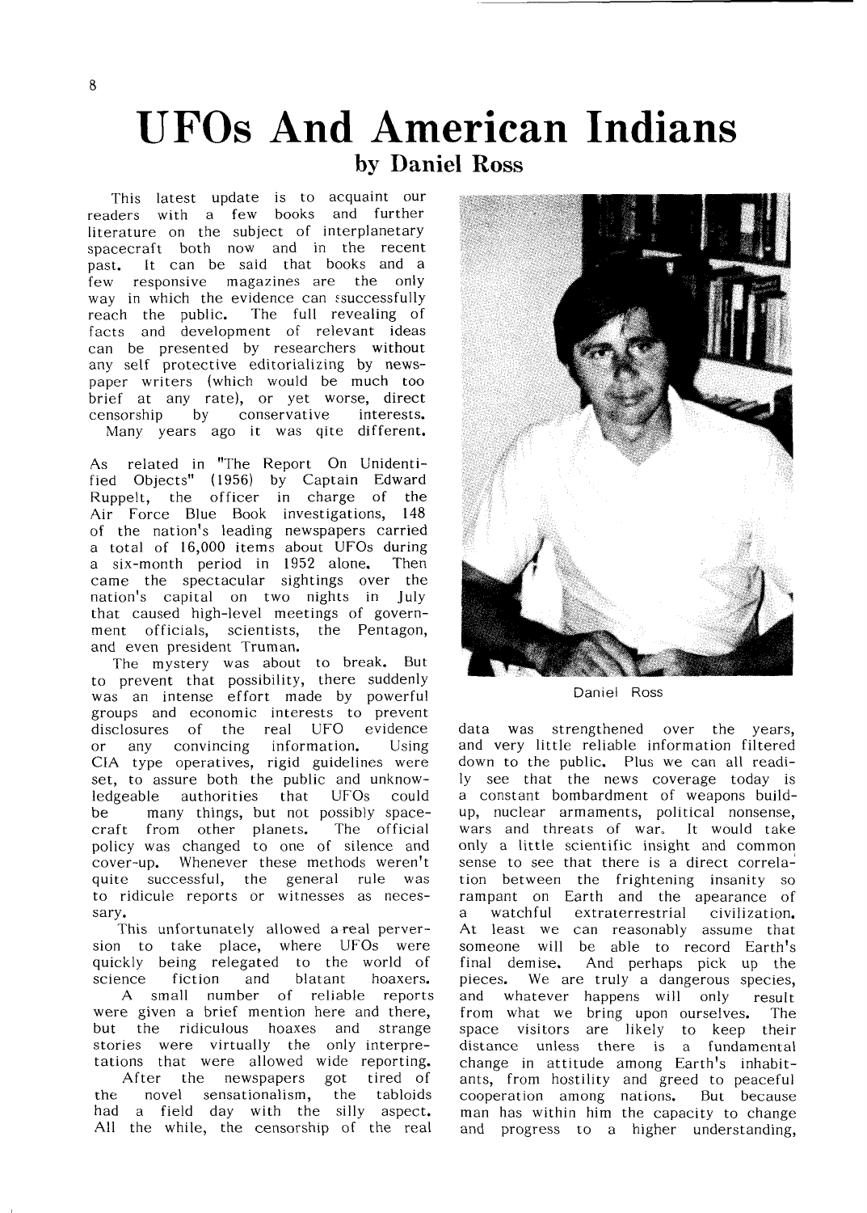# UFOs And American Indians

**by Daniel Ross**

This latest update is to acquaint our readers with a few books and further literature on the subject of interplanetary spacecraft both now and in the recent past. It can be said that books and a few responsive magazines are the only way in which the evidence can ssuccessfully reach the public. The full revealing of facts and development of relevant ideas can be presented by researchers without any self protective editorializing by newspaper writers (which would be much too brief at any rate), or yet worse, direct censorship by conservative interests. Many years ago it was qite different.

As related in "The Report On Unidentified Objects" (1956) by Captain Edward Ruppelt, the officer in charge of the Air Force Blue Book investigations, 148 of the nation's leading newspapers carried a total of 16,000 items about UFOs during a six-month period in 1952 alone. Then came the spectacular sightings over the nation's capital on two nights in July that caused high-level meetings of government officials, scientists, the Pentagon, and even president Truman.

The mystery was about to break. But to prevent that possibility, there suddenly was an intense effort made by powerful groups and economic interests to prevent disclosures of the real UFO evidence or any convincing information. Using CIA type operatives, rigid guidelines were set, to assure both the public and unknowledgeable authorities that UFOs could be many things, but not possibly spacecraft from other planets. The official policy was changed to one of silence and cover-up. Whenever these methods weren't quite successful, the general rule was to ridicule reports or witnesses as necessary.

This unfortunately allowed a real perversion to take place, where UFOs were quickly being relegated to the world of science fiction and blatant hoaxers.

A small number of reliable reports were given a brief mention here and there, but the ridiculous hoaxes and strange stories were virtually the only interpretations that were allowed wide reporting.

After the newspapers got tired of the novel sensationalism, the tabloids had a field day with the silly aspect. All the while, the censorship of the real data was strengthened over the years, and very little reliable information filtered down to the public. Plus we can all readily see that the news coverage today is a constant bombardment of weapons buildup, nuclear armaments, political nonsense, wars and threats of war. It would take only a little scientific insight and common sense to see that there is a direct correlation between the frightening insanity so rampant on Earth and the apearance of a watchful extraterrestrial civilization. At least we can reasonably assume that someone will be able to record Earth's final demise. And perhaps pick up the pieces. We are truly a dangerous species, and whatever happens will only result from what we bring upon ourselves. The space visitors are likely to keep their distance unless there is a fundamental change in attitude among Earth's inhabitants, from hostility and greed to peaceful cooperation among nations. But because man has within him the capacity to change and progress to a higher understanding,

Daniel Ross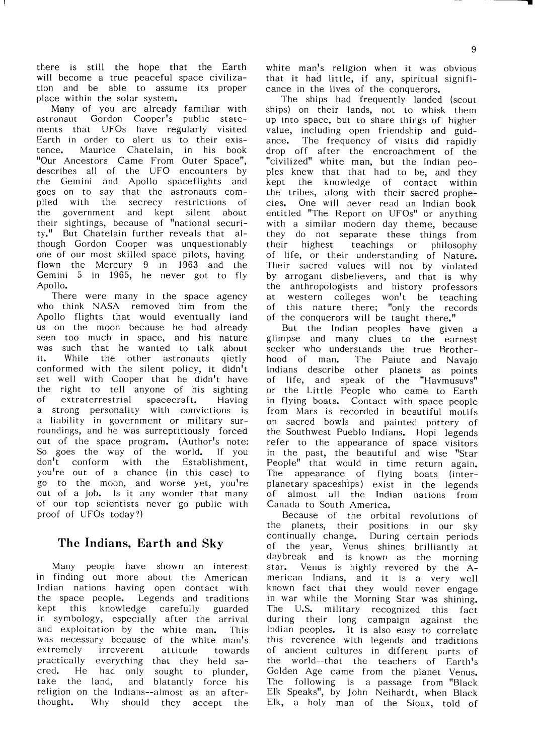there is still the hope that the Earth will become a true peaceful space civilization and be able to assume its proper place within the solar system.

Many of you are already familiar with astronaut Gordon Cooper's public statements that UFOs have regularly visited Earth in order to alert us to their existence. Maurice Chatelain, in his book "Our Ancestors Came From Outer Space", describes all of the UFO encounters by the Gemini and Apollo spaceflights and goes on to say that the astronauts complied with the secrecy restrictions of the government and kept silent about their sightings, because of "national security." But Chatelain further reveals that although Gordon Cooper was unquestionably one of our most skilled space pilots, having flown the Mercury 9 in 1963 and the Gemini 5 in 1965, he never got to fly Apollo.

There were many in the space agency who think NASA removed him from the Apollo flights that would eventually land us on the moon because he had already seen too much in space, and his nature was such that he wanted to talk about it. While the other astronauts qietly conformed with the silent policy, it didn't set well with Cooper that he didn't have the right to tell anyone of his sighting of extraterrestrial spacecraft. Having a strong personality with convictions is a liability in government or military surroundings, and he was surreptitiously forced out of the space program. (Author's note: So goes the way of the world. If you don't conform with the Establishment, you're out of a chance (in this case) to go to the moon, and worse yet, you're out of a job. Is it any wonder that many of our top scientists never go public with proof of UFOs today?)

## The Indians, Earth and Sky

Many people have shown an interest in finding out more about the American Indian nations having open contact with the space people. Legends and traditions kept this knowledge carefully guarded in symbology, especially after the arrival and exploitation by the white man. This was necessary because of the white man's extremely irreverent attitude towards practically everything that they held sacred. He had only sought to plunder, take the land, and blatantly force his religion on the Indians--almost as an afterthought. Why should they accept the white man's religion when it was obvious that it had little, if any, spiritual significance in the lives of the conquerors.

The ships had frequently landed (scout ships) on their lands, not to whisk them up into space, but to share things of higher value, including open friendship and guidance. The frequency of visits did rapidly drop off after the encroachment of the "civilized" white man, but the Indian peoples knew that that had to be, and they kept the knowledge of contact within the tribes, along with their sacred prophecies. One will never read an Indian book entitled "The Report on UFOs" or anything with a similar modern day theme, because they do not separate these things from their highest teachings or philosophy of life, or their understanding of Nature. Their sacred values will not by violated by arrogant disbelievers, and that is why the anthropologists and history professors at western colleges won't be teaching of this nature there; "only the records of the conquerors will be taught there."

But the Indian peoples have given a glimpse and many clues to the earnest seeker who understands the true Brotherhood of man. The Paiute and Navajo Indians describe other planets as points of life, and speak of the "Havmusuvs" or the Little People who came to Earth in flying boats. Contact with space people from Mars is recorded in beautiful motifs on sacred bowls and painted pottery of the Southwest Pueblo Indians. Hopi legends refer to the appearance of space visitors in the past, the beautiful and wise "Star People" that would in time return again. The appearance of flying boats (interplanetary spaceships) exist in the legends of almost all the Indian nations from Canada to South America.

Because of the orbital revolutions of the planets, their positions in our sky continually change. During certain periods of the year, Venus shines brilliantly at daybreak and is known as the morning star. Venus is highly revered by the American Indians, and it is a very well known fact that they would never engage in war while the Morning Star was shining. The U.S. military recognized this fact during their long campaign against the Indian peoples. It is also easy to correlate this reverence with legends and traditions of ancient cultures in different parts of the world--that the teachers of Earth's Golden Age came from the planet Venus. The following is a passage from "Black Elk Speaks", by John Neihardt, when Black Elk, a holy man of the Sioux, told of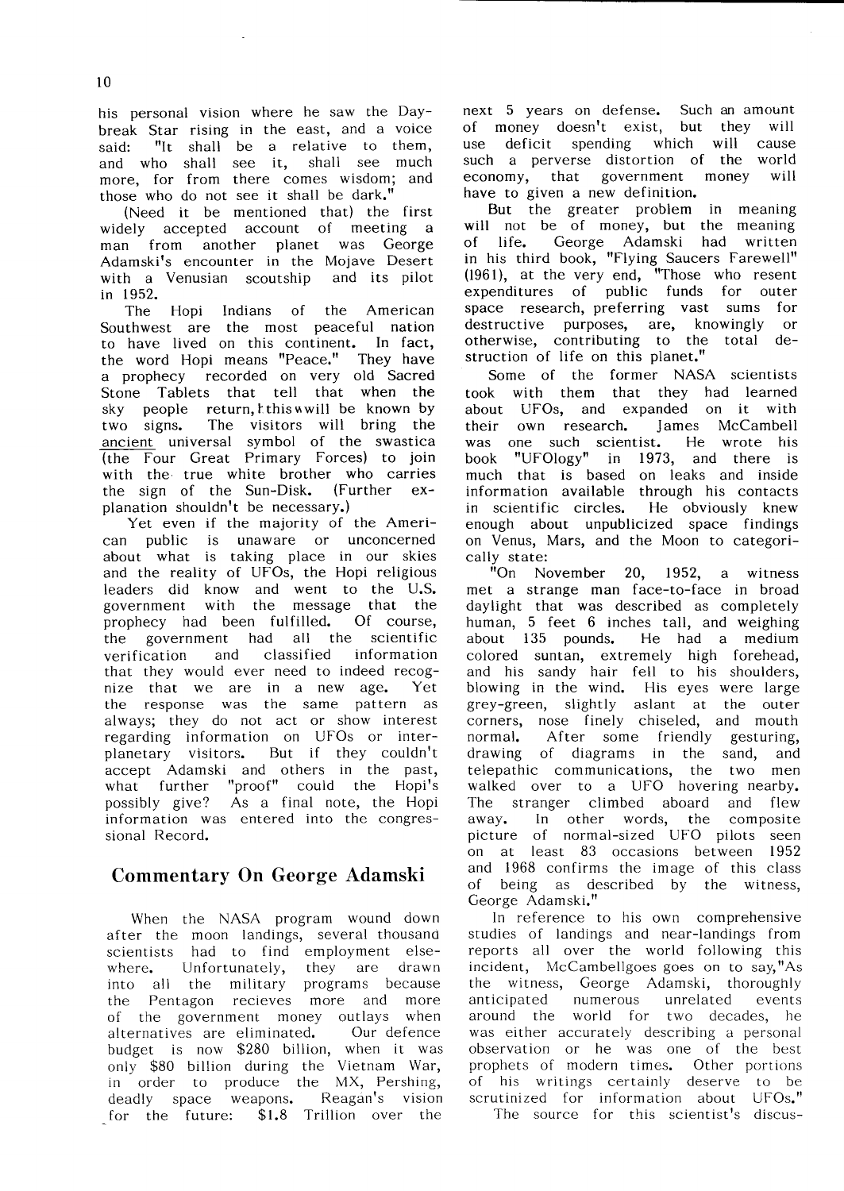his personal vision where he saw the Daybreak Star rising in the east, and a voice said: "It shall be a relative to them, and who shall see it, shall see much more, for from there comes wisdom; and those who do not see it shall be dark."

(Need it be mentioned that) the first widely accepted account of meeting a man from another planet was George Adamski's encounter in the Mojave Desert with a Venusian scoutship and its pilot in 1952.

The Hopi Indians of the American Southwest are the most peaceful nation to have lived on this continent. In fact, the word Hopi means "Peace." They have a prophecy recorded on very old Sacred Stone Tablets that tell that when the sky people return, this will be known by two signs. The visitors will bring the ancient universal symbol of the swastica (the Four Great Primary Forces) to join with the true white brother who carries the sign of the Sun-Disk. (Further explanation shouldn't be necessary.)

Yet even if the majority of the American public is unaware or unconcerned about what is taking place in our skies and the reality of UFOs, the Hopi religious leaders did know and went to the U.S. government with the message that the prophecy had been fulfilled. Of course, the government had all the scientific verification and classified information that they would ever need to indeed recognize that we are in a new age. Yet the response was the same pattern as always; they do not act or show interest regarding information on UFOs or interplanetary visitors. But if they couldn't accept Adamski and others in the past, what further "proof" could the Hopi's possibly give? As a final note, the Hopi information was entered into the congressional Record.

## Commentary On George Adamski

When the NASA program wound down after the moon landings, several thousand scientists had to find employment elsewhere. Unfortunately, they are drawn into all the military programs because the Pentagon recieves more and more of the government money outlays when alternatives are eliminated. Our defence budget is now $280 billion, when it was only $80 billion during the Vietnam War, in order to produce the MX, Pershing, deadly space weapons. Reagan's vision for the future: $1.8 Trillion over the next 5 years on defense. Such an amount of money doesn't exist, but they will use deficit spending which will cause such a perverse distortion of the world economy, that government money will have to given a new definition.

But the greater problem in meaning will not be of money, but the meaning of life. George Adamski had written in his third book, "Flying Saucers Farewell" (1961), at the very end, "Those who resent expenditures of public funds for outer space research, preferring vast sums for destructive purposes, are, knowingly or otherwise, contributing to the total destruction of life on this planet."

Some of the former NASA scientists took with them that they had learned about UFOs, and expanded on it with their own research. James McCambell was one such scientist. He wrote his book "UFOlogy" in 1973, and there is much that is based on leaks and inside information available through his contacts in scientific circles. He obviously knew enough about unpublicized space findings on Venus, Mars, and the Moon to categorically state:

"On November 20, 1952, a witness met a strange man face-to-face in broad daylight that was described as completely human, 5 feet 6 inches tall, and weighing about 135 pounds. He had a medium colored suntan, extremely high forehead, and his sandy hair fell to his shoulders, blowing in the wind. His eyes were large grey-green, slightly aslant at the outer corners, nose finely chiseled, and mouth normal. After some friendly gesturing, drawing of diagrams in the sand, and telepathic communications, the two men walked over to a UFO hovering nearby. The stranger climbed aboard and flew away. In other words, the composite picture of normal-sized UFO pilots seen on at least 83 occasions between 1952 and 1968 confirms the image of this class of being as described by the witness, George Adamski."

In reference to his own comprehensive studies of landings and near-landings from reports all over the world following this incident, McCambellgoes goes on to say,"As the witness, George Adamski, thoroughly anticipated numerous unrelated events around the world for two decades, he was either accurately describing a personal observation or he was one of the best prophets of modern times. Other portions of his writings certainly deserve to be scrutinized for information about UFOs."

The source for this scientist's discus-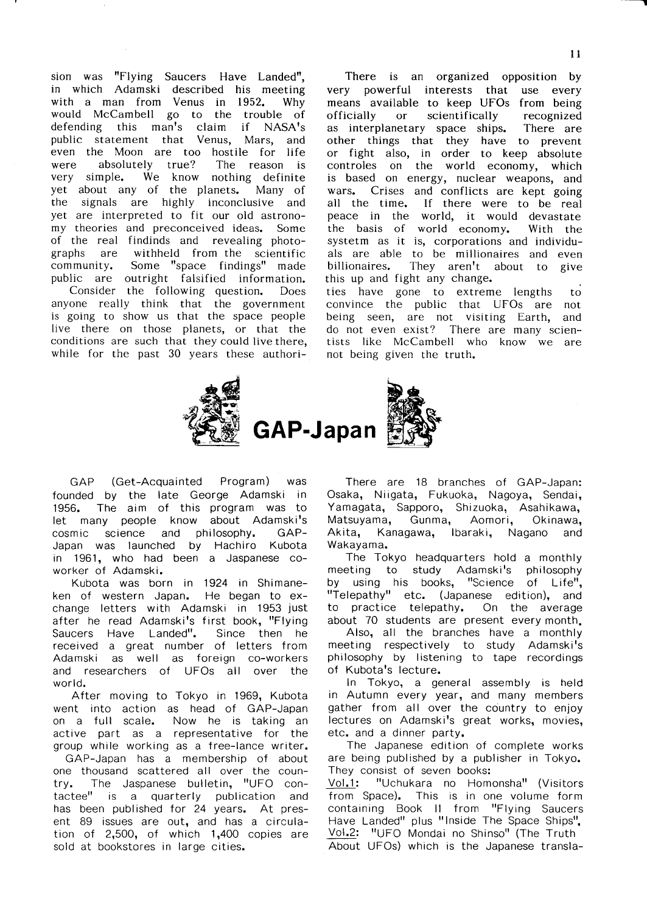sion was "Flying Saucers Have Landed", in which Adamski described his meeting with a man from Venus in 1952. Why would McCambell go to the trouble of defending this man's claim if NASA's public statement that Venus, Mars, and even the Moon are too hostile for life were absolutely true? The reason is very simple. We know nothing definite yet about any of the planets. Many of the signals are highly inconclusive and yet are interpreted to fit our old astronomy theories and preconceived ideas. Some of the real findinds and revealing photographs are withheld from the scientific community. Some "space findings" made public are outright falsified information.

Consider the following question. Does anyone really think that the government is going to show us that the space people live there on those planets, or that the conditions are such that they could live there, while for the past 30 years these authorities have gone to extreme lengths to convince the public that UFOs are not being seen, are not visiting Earth, and do not even exist? There are many scientists like McCambell who know we are not being given the truth.

There is an organized opposition by very powerful interests that use every means available to keep UFOs from being officially or scientifically recognized as interplanetary space ships. There are other things that they have to prevent or fight also, in order to keep absolute controles on the world economy, which is based on energy, nuclear weapons, and wars. Crises and conflicts are kept going all the time. If there were to be real peace in the world, it would devastate the basis of world economy. With the systetm as it is, corporations and individuals are able to be millionaires and even billionaires. They aren't about to give this up and fight any change.

# GAP-Japan

GAP (Get-Acquainted Program) was founded by the late George Adamski in 1956. The aim of this program was to let many people know about Adamski's cosmic science and philosophy. GAP-Japan was launched by Hachiro Kubota in 1961, who had been a Jaspanese co-worker of Adamski.

Kubota was born in 1924 in Shimane-ken of western Japan. He began to exchange letters with Adamski in 1953 just after he read Adamski's first book, "Flying Saucers Have Landed". Since then he received a great number of letters from Adamski as well as foreign co-workers and researchers of UFOs all over the world.

After moving to Tokyo in 1969, Kubota went into action as head of GAP-Japan on a full scale. Now he is taking an active part as a representative for the group while working as a free-lance writer.

GAP-Japan has a membership of about one thousand scattered all over the country. The Jaspanese bulletin, "UFO contactee" is a quarterly publication and has been published for 24 years. At present 89 issues are out, and has a circulation of 2,500, of which 1,400 copies are sold at bookstores in large cities.

There are 18 branches of GAP-Japan: Osaka, Niigata, Fukuoka, Nagoya, Sendai, Yamagata, Sapporo, Shizuoka, Asahikawa, Matsuyama, Gunma, Aomori, Okinawa, Akita, Kanagawa, Ibaraki, Nagano and Wakayama.

The Tokyo headquarters hold a monthly meeting to study Adamski's philosophy by using his books, "Science of Life", "Telepathy" etc. (Japanese edition), and to practice telepathy. On the average about 70 students are present every month.

Also, all the branches have a monthly meeting respectively to study Adamski's philosophy by listening to tape recordings of Kubota's lecture.

In Tokyo, a general assembly is held in Autumn every year, and many members gather from all over the country to enjoy lectures on Adamski's great works, movies, etc. and a dinner party.

The Japanese edition of complete works are being published by a publisher in Tokyo. They consist of seven books:

Vol.1: "Uchukara no Homonsha" (Visitors from Space). This is in one volume form containing Book II from "Flying Saucers Have Landed" plus "Inside The Space Ships".

Vol.2: "UFO Mondai no Shinso" (The Truth About UFOs) which is the Japanese transla-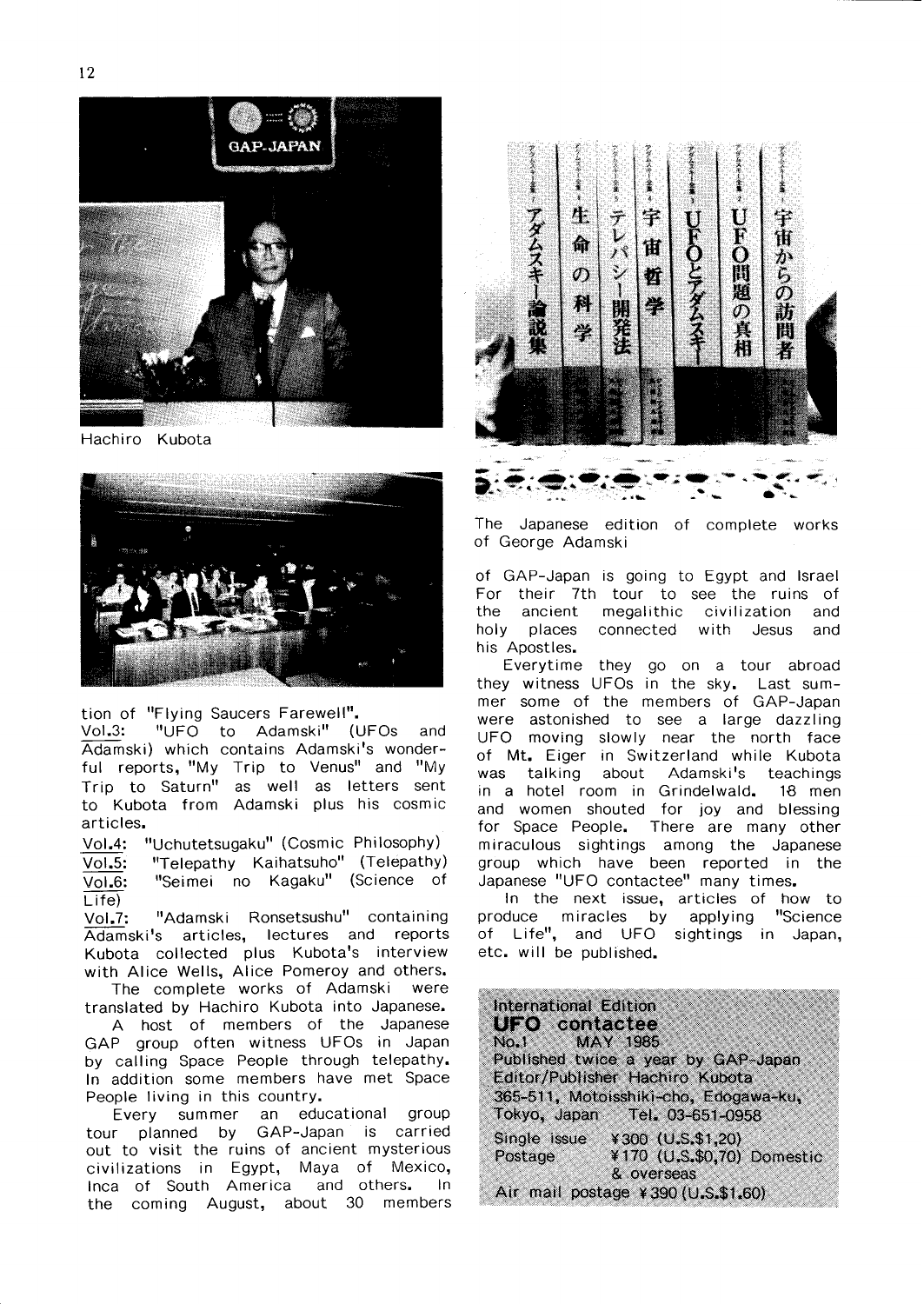Hachiro Kubota

tion of "Flying Saucers Farewell".

Vol.3: "UFO to Adamski" (UFOs and Adamski) which contains Adamski's wonderful reports, "My Trip to Venus" and "My Trip to Saturn" as well as letters sent to Kubota from Adamski plus his cosmic articles.

Vol.4: "Uchutetsugaku" (Cosmic Philosophy)

Vol.5: "Telepathy Kaihatsuho" (Telepathy)

Vol.6: "Seimei no Kagaku" (Science of Life)

Vol.7: "Adamski Ronsetsushu" containing Adamski's articles, lectures and reports Kubota collected plus Kubota's interview with Alice Wells, Alice Pomeroy and others.

The complete works of Adamski were translated by Hachiro Kubota into Japanese.

A host of members of the Japanese GAP group often witness UFOs in Japan by calling Space People through telepathy. In addition some members have met Space People living in this country.

Every summer an educational group tour planned by GAP-Japan is carried out to visit the ruins of ancient mysterious civilizations in Egypt, Maya of Mexico, Inca of South America and others. In the coming August, about 30 members

The Japanese edition of complete works of George Adamski

of GAP-Japan is going to Egypt and Israel For their 7th tour to see the ruins of the ancient megalithic civilization and holy places connected with Jesus and his Apostles.

Everytime they go on a tour abroad they witness UFOs in the sky. Last summer some of the members of GAP-Japan were astonished to see a large dazzling UFO moving slowly near the north face of Mt. Eiger in Switzerland while Kubota was talking about Adamski's teachings in a hotel room in Grindelwald. 18 men and women shouted for joy and blessing for Space People. There are many other miraculous sightings among the Japanese group which have been reported in the Japanese "UFO contactee" many times.

In the next issue, articles of how to produce miracles by applying "Science of Life", and UFO sightings in Japan, etc. will be published.

International Edition
**UFO contactee**
No.1 MAY 1985
Published twice a year by GAP-Japan
Editor/Publisher Hachiro Kubota
365-511, Motoisshiki-cho, Edogawa-ku, Tokyo, Japan Tel. 03-651-0958
Single issue ¥300 (U.S.$1.20)
Postage ¥170 (U.S.$0.70) Domestic & overseas
Air mail postage ¥390 (U.S.$1.60)